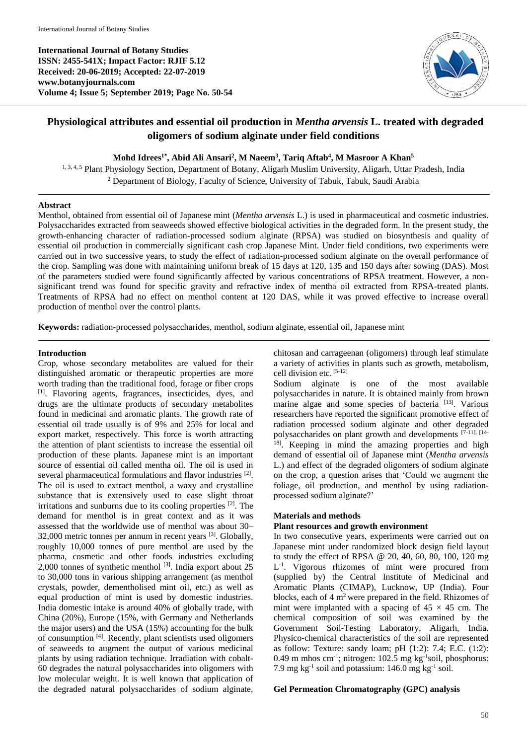# Physiological attributes and essential oil production in *Mentha arvensis* L. treated with degraded oligomers of sodium alginate under field conditions

**Mohd Idrees[1*], Abid Ali Ansari[2], M Naeem[3], Tariq Aftab[4], M Masroor A Khan[5]**

[1, 3, 4, 5] Plant Physiology Section, Department of Botany, Aligarh Muslim University, Aligarh, Uttar Pradesh, India
[2] Department of Biology, Faculty of Science, University of Tabuk, Tabuk, Saudi Arabia

## Abstract

Menthol, obtained from essential oil of Japanese mint (*Mentha arvensis* L.) is used in pharmaceutical and cosmetic industries. Polysaccharides extracted from seaweeds showed effective biological activities in the degraded form. In the present study, the growth-enhancing character of radiation-processed sodium alginate (RPSA) was studied on biosynthesis and quality of essential oil production in commercially significant cash crop Japanese Mint. Under field conditions, two experiments were carried out in two successive years, to study the effect of radiation-processed sodium alginate on the overall performance of the crop. Sampling was done with maintaining uniform break of 15 days at 120, 135 and 150 days after sowing (DAS). Most of the parameters studied were found significantly affected by various concentrations of RPSA treatment. However, a non-significant trend was found for specific gravity and refractive index of mentha oil extracted from RPSA-treated plants. Treatments of RPSA had no effect on menthol content at 120 DAS, while it was proved effective to increase overall production of menthol over the control plants.

**Keywords:** radiation-processed polysaccharides, menthol, sodium alginate, essential oil, Japanese mint

## Introduction

Crop, whose secondary metabolites are valued for their distinguished aromatic or therapeutic properties are more worth trading than the traditional food, forage or fiber crops [1]. Flavoring agents, fragrances, insecticides, dyes, and drugs are the ultimate products of secondary metabolites found in medicinal and aromatic plants. The growth rate of essential oil trade usually is of 9% and 25% for local and export market, respectively. This force is worth attracting the attention of plant scientists to increase the essential oil production of these plants. Japanese mint is an important source of essential oil called mentha oil. The oil is used in several pharmaceutical formulations and flavor industries [2]. The oil is used to extract menthol, a waxy and crystalline substance that is extensively used to ease slight throat irritations and sunburns due to its cooling properties [2]. The demand for menthol is in great context and as it was assessed that the worldwide use of menthol was about 30–32,000 metric tonnes per annum in recent years [3]. Globally, roughly 10,000 tonnes of pure menthol are used by the pharma, cosmetic and other foods industries excluding 2,000 tonnes of synthetic menthol [3]. India export about 25 to 30,000 tons in various shipping arrangement (as menthol crystals, powder, dementholised mint oil, etc.) as well as equal production of mint is used by domestic industries. India domestic intake is around 40% of globally trade, with China (20%), Europe (15%, with Germany and Netherlands the major users) and the USA (15%) accounting for the bulk of consumption [4]. Recently, plant scientists used oligomers of seaweeds to augment the output of various medicinal plants by using radiation technique. Irradiation with cobalt-60 degrades the natural polysaccharides into oligomers with low molecular weight. It is well known that application of the degraded natural polysaccharides of sodium alginate, chitosan and carrageenan (oligomers) through leaf stimulate a variety of activities in plants such as growth, metabolism, cell division etc. [5-12]

Sodium alginate is one of the most available polysaccharides in nature. It is obtained mainly from brown marine algae and some species of bacteria [13]. Various researchers have reported the significant promotive effect of radiation processed sodium alginate and other degraded polysaccharides on plant growth and developments [7-11], [14-18]. Keeping in mind the amazing properties and high demand of essential oil of Japanese mint (*Mentha arvensis* L.) and effect of the degraded oligomers of sodium alginate on the crop, a question arises that 'Could we augment the foliage, oil production, and menthol by using radiation-processed sodium alginate?'

## Materials and methods

### Plant resources and growth environment

In two consecutive years, experiments were carried out on Japanese mint under randomized block design field layout to study the effect of RPSA @ 20, 40, 60, 80, 100, 120 mg $L^{-1}$. Vigorous rhizomes of mint were procured from (supplied by) the Central Institute of Medicinal and Aromatic Plants (CIMAP), Lucknow, UP (India). Four blocks, each of 4 $m^2$ were prepared in the field. Rhizomes of mint were implanted with a spacing of $45 \times 45$ cm. The chemical composition of soil was examined by the Government Soil-Testing Laboratory, Aligarh, India. Physico-chemical characteristics of the soil are represented as follow: Texture: sandy loam; pH (1:2): 7.4; E.C. (1:2): 0.49 m mhos $cm^{-1}$; nitrogen: 102.5 mg $kg^{-1}$soil, phosphorus: 7.9 mg $kg^{-1}$ soil and potassium: 146.0 mg $kg^{-1}$ soil.

### Gel Permeation Chromatography (GPC) analysis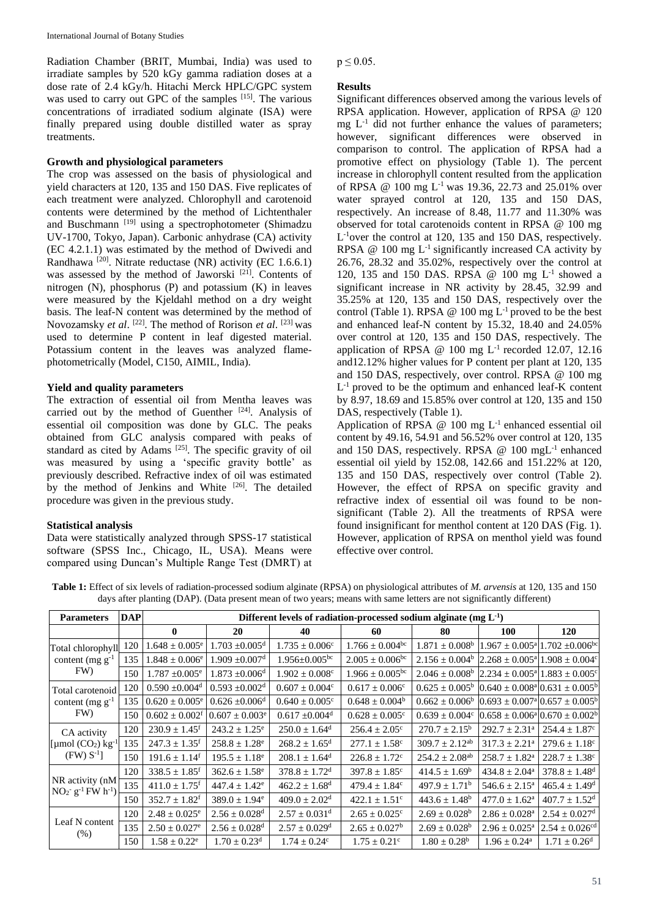Radiation Chamber (BRIT, Mumbai, India) was used to irradiate samples by 520 kGy gamma radiation doses at a dose rate of 2.4 kGy/h. Hitachi Merck HPLC/GPC system was used to carry out GPC of the samples [15]. The various concentrations of irradiated sodium alginate (ISA) were finally prepared using double distilled water as spray treatments.

### Growth and physiological parameters

The crop was assessed on the basis of physiological and yield characters at 120, 135 and 150 DAS. Five replicates of each treatment were analyzed. Chlorophyll and carotenoid contents were determined by the method of Lichtenthaler and Buschmann [19] using a spectrophotometer (Shimadzu UV-1700, Tokyo, Japan). Carbonic anhydrase (CA) activity (EC 4.2.1.1) was estimated by the method of Dwivedi and Randhawa [20]. Nitrate reductase (NR) activity (EC 1.6.6.1) was assessed by the method of Jaworski [21]. Contents of nitrogen (N), phosphorus (P) and potassium (K) in leaves were measured by the Kjeldahl method on a dry weight basis. The leaf-N content was determined by the method of Novozamsky *et al*. [22]. The method of Rorison *et al*. [23] was used to determine P content in leaf digested material. Potassium content in the leaves was analyzed flame-photometrically (Model, C150, AIMIL, India).

### Yield and quality parameters

The extraction of essential oil from Mentha leaves was carried out by the method of Guenther [24]. Analysis of essential oil composition was done by GLC. The peaks obtained from GLC analysis compared with peaks of standard as cited by Adams [25]. The specific gravity of oil was measured by using a 'specific gravity bottle' as previously described. Refractive index of oil was estimated by the method of Jenkins and White [26]. The detailed procedure was given in the previous study.

### Statistical analysis

Data were statistically analyzed through SPSS-17 statistical software (SPSS Inc., Chicago, IL, USA). Means were compared using Duncan's Multiple Range Test (DMRT) at $p \leq 0.05$.

### Results

Significant differences observed among the various levels of RPSA application. However, application of RPSA @ 120 mg $L^{-1}$ did not further enhance the values of parameters; however, significant differences were observed in comparison to control. The application of RPSA had a promotive effect on physiology (Table 1). The percent increase in chlorophyll content resulted from the application of RPSA @ 100 mg $L^{-1}$ was 19.36, 22.73 and 25.01% over water sprayed control at 120, 135 and 150 DAS, respectively. An increase of 8.48, 11.77 and 11.30% was observed for total carotenoids content in RPSA @ 100 mg $L^{-1}$over the control at 120, 135 and 150 DAS, respectively. RPSA @ 100 mg $L^{-1}$ significantly increased CA activity by 26.76, 28.32 and 35.02%, respectively over the control at 120, 135 and 150 DAS. RPSA @ 100 mg $L^{-1}$ showed a significant increase in NR activity by 28.45, 32.99 and 35.25% at 120, 135 and 150 DAS, respectively over the control (Table 1). RPSA @ 100 mg $L^{-1}$ proved to be the best and enhanced leaf-N content by 15.32, 18.40 and 24.05% over control at 120, 135 and 150 DAS, respectively. The application of RPSA @ 100 mg $L^{-1}$ recorded 12.07, 12.16 and12.12% higher values for P content per plant at 120, 135 and 150 DAS, respectively, over control. RPSA @ 100 mg $L^{-1}$ proved to be the optimum and enhanced leaf-K content by 8.97, 18.69 and 15.85% over control at 120, 135 and 150 DAS, respectively (Table 1).

Application of RPSA @ 100 mg $L^{-1}$ enhanced essential oil content by 49.16, 54.91 and 56.52% over control at 120, 135 and 150 DAS, respectively. RPSA @ 100 mg$L^{-1}$ enhanced essential oil yield by 152.08, 142.66 and 151.22% at 120, 135 and 150 DAS, respectively over control (Table 2). However, the effect of RPSA on specific gravity and refractive index of essential oil was found to be non-significant (Table 2). All the treatments of RPSA were found insignificant for menthol content at 120 DAS (Fig. 1). However, application of RPSA on menthol yield was found effective over control.

**Table 1:** Effect of six levels of radiation-processed sodium alginate (RPSA) on physiological attributes of *M. arvensis* at 120, 135 and 150 days after planting (DAP). (Data present mean of two years; means with same letters are not significantly different)

| Parameters | DAP | Different levels of radiation-processed sodium alginate (mg $L^{-1}$) | | | | | | |
|---|---|---|---|---|---|---|---|---|
| | | 0 | 20 | 40 | 60 | 80 | 100 | 120 |
| Total chlorophyll content (mg $g^{-1}$ FW) | 120 | $1.648 \pm 0.005^{e}$ | $1.703 \pm 0.005^{d}$ | $1.735 \pm 0.006^{c}$ | $1.766 \pm 0.004^{bc}$ | $1.871 \pm 0.008^{b}$ | $1.967 \pm 0.005^{a}$ | $1.702 \pm 0.006^{bc}$ |
| | 135 | $1.848 \pm 0.006^{e}$ | $1.909 \pm 0.007^{d}$ | $1.956 \pm 0.005^{bc}$ | $2.005 \pm 0.006^{bc}$ | $2.156 \pm 0.004^{b}$ | $2.268 \pm 0.005^{a}$ | $1.908 \pm 0.004^{c}$ |
| | 150 | $1.787 \pm 0.005^{e}$ | $1.873 \pm 0.006^{d}$ | $1.902 \pm 0.008^{c}$ | $1.966 \pm 0.005^{bc}$ | $2.046 \pm 0.008^{b}$ | $2.234 \pm 0.005^{a}$ | $1.883 \pm 0.005^{c}$ |
| Total carotenoid content (mg $g^{-1}$ FW) | 120 | $0.590 \pm 0.004^{d}$ | $0.593 \pm 0.002^{d}$ | $0.607 \pm 0.004^{c}$ | $0.617 \pm 0.006^{c}$ | $0.625 \pm 0.005^{b}$ | $0.640 \pm 0.008^{a}$ | $0.631 \pm 0.005^{b}$ |
| | 135 | $0.620 \pm 0.005^{e}$ | $0.626 \pm 0.006^{d}$ | $0.640 \pm 0.005^{c}$ | $0.648 \pm 0.004^{b}$ | $0.662 \pm 0.006^{b}$ | $0.693 \pm 0.007^{a}$ | $0.657 \pm 0.005^{b}$ |
| | 150 | $0.602 \pm 0.002^{f}$ | $0.607 \pm 0.003^{e}$ | $0.617 \pm 0.004^{d}$ | $0.628 \pm 0.005^{c}$ | $0.639 \pm 0.004^{c}$ | $0.658 \pm 0.006^{a}$ | $0.670 \pm 0.002^{b}$ |
| CA activity [µmol ($CO_2$) $kg^{-1}$ (FW) $S^{-1}$] | 120 | $230.9 \pm 1.45^{f}$ | $243.2 \pm 1.25^{e}$ | $250.0 \pm 1.64^{d}$ | $256.4 \pm 2.05^{c}$ | $270.7 \pm 2.15^{b}$ | $292.7 \pm 2.31^{a}$ | $254.4 \pm 1.87^{c}$ |
| | 135 | $247.3 \pm 1.35^{f}$ | $258.8 \pm 1.28^{e}$ | $268.2 \pm 1.65^{d}$ | $277.1 \pm 1.58^{c}$ | $309.7 \pm 2.12^{ab}$ | $317.3 \pm 2.21^{a}$ | $279.6 \pm 1.18^{c}$ |
| | 150 | $191.6 \pm 1.14^{f}$ | $195.5 \pm 1.18^{e}$ | $208.1 \pm 1.64^{d}$ | $226.8 \pm 1.72^{c}$ | $254.2 \pm 2.08^{ab}$ | $258.7 \pm 1.82^{a}$ | $228.7 \pm 1.38^{c}$ |
| NR activity (nM $NO_2^-$ $g^{-1}$ FW $h^{-1}$) | 120 | $338.5 \pm 1.85^{f}$ | $362.6 \pm 1.58^{e}$ | $378.8 \pm 1.72^{d}$ | $397.8 \pm 1.85^{c}$ | $414.5 \pm 1.69^{b}$ | $434.8 \pm 2.04^{a}$ | $378.8 \pm 1.48^{d}$ |
| | 135 | $411.0 \pm 1.75^{f}$ | $447.4 \pm 1.42^{e}$ | $462.2 \pm 1.68^{d}$ | $479.4 \pm 1.84^{c}$ | $497.9 \pm 1.71^{b}$ | $546.6 \pm 2.15^{a}$ | $465.4 \pm 1.49^{d}$ |
| | 150 | $352.7 \pm 1.82^{f}$ | $389.0 \pm 1.94^{e}$ | $409.0 \pm 2.02^{d}$ | $422.1 \pm 1.51^{c}$ | $443.6 \pm 1.48^{b}$ | $477.0 \pm 1.62^{a}$ | $407.7 \pm 1.52^{d}$ |
| Leaf N content (%) | 120 | $2.48 \pm 0.025^{e}$ | $2.56 \pm 0.028^{d}$ | $2.57 \pm 0.031^{d}$ | $2.65 \pm 0.025^{c}$ | $2.69 \pm 0.028^{b}$ | $2.86 \pm 0.028^{a}$ | $2.54 \pm 0.027^{d}$ |
| | 135 | $2.50 \pm 0.027^{e}$ | $2.56 \pm 0.028^{d}$ | $2.57 \pm 0.029^{d}$ | $2.65 \pm 0.027^{b}$ | $2.69 \pm 0.028^{b}$ | $2.96 \pm 0.025^{a}$ | $2.54 \pm 0.026^{cd}$ |
| | 150 | $1.58 \pm 0.22^{e}$ | $1.70 \pm 0.23^{d}$ | $1.74 \pm 0.24^{c}$ | $1.75 \pm 0.21^{c}$ | $1.80 \pm 0.28^{b}$ | $1.96 \pm 0.24^{a}$ | $1.71 \pm 0.26^{d}$ |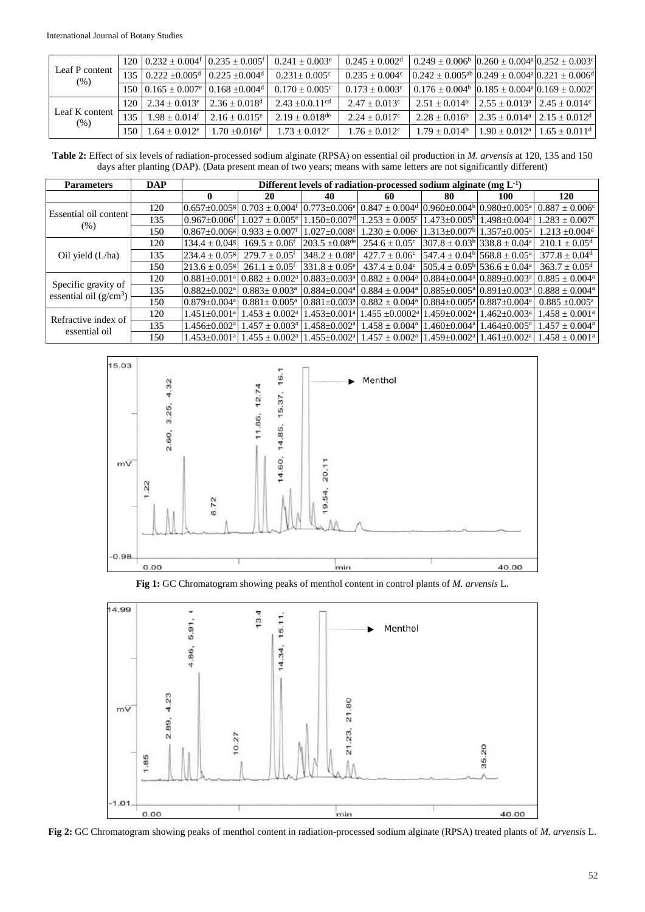| | | | | | | | | |
|---|---|---|---|---|---|---|---|---|
| Leaf P content (%) | 120 | 0.232 ± 0.004$^f$ | 0.235 ± 0.005$^f$ | 0.241 ± 0.003$^e$ | 0.245 ± 0.002$^d$ | 0.249 ± 0.006$^b$ | 0.260 ± 0.004$^a$ | 0.252 ± 0.003$^c$ |
| | 135 | 0.222 ±0.005$^d$ | 0.225 ±0.004$^d$ | 0.231± 0.005$^c$ | 0.235 ± 0.004$^c$ | 0.242 ± 0.005$^{ab}$ | 0.249 ± 0.004$^a$ | 0.221 ± 0.006$^d$ |
| | 150 | 0.165 ± 0.007$^e$ | 0.168 ±0.004$^d$ | 0.170 ± 0.005$^c$ | 0.173 ± 0.003$^c$ | 0.176 ± 0.004$^b$ | 0.185 ± 0.004$^a$ | 0.169 ± 0.002$^c$ |
| Leaf K content (%) | 120 | 2.34 ± 0.013$^e$ | 2.36 ± 0.018$^d$ | 2.43 ±0.0.11$^{cd}$ | 2.47 ± 0.013$^c$ | 2.51 ± 0.014$^b$ | 2.55 ± 0.013$^a$ | 2.45 ± 0.014$^c$ |
| | 135 | 1.98 ± 0.014$^f$ | 2.16 ± 0.015$^e$ | 2.19 ± 0.018$^{de}$ | 2.24 ± 0.017$^c$ | 2.28 ± 0.016$^b$ | 2.35 ± 0.014$^a$ | 2.15 ± 0.012$^d$ |
| | 150 | 1.64 ± 0.012$^e$ | 1.70 ±0.016$^d$ | 1.73 ± 0.012$^c$ | 1.76 ± 0.012$^c$ | 1.79 ± 0.014$^b$ | 1.90 ± 0.012$^a$ | 1.65 ± 0.011$^d$ |

**Table 2:** Effect of six levels of radiation-processed sodium alginate (RPSA) on essential oil production in *M. arvensis* at 120, 135 and 150 days after planting (DAP). (Data present mean of two years; means with same letters are not significantly different)

| Parameters | DAP | Different levels of radiation-processed sodium alginate (mg $L^{-1}$) | | | | | | |
|---|---|---|---|---|---|---|---|---|
| | | 0 | 20 | 40 | 60 | 80 | 100 | 120 |
| Essential oil content (%) | 120 | 0.657±0.005$^g$ | 0.703 ± 0.004$^f$ | 0.773±0.006$^e$ | 0.847 ± 0.004$^d$ | 0.960±0.004$^b$ | 0.980±0.005$^a$ | 0.887 ± 0.006$^c$ |
| | 135 | 0.967±0.006$^f$ | 1.027 ± 0.005$^e$ | 1.150±0.007$^d$ | 1.253 ± 0.005$^c$ | 1.473±0.005$^b$ | 1.498±0.004$^a$ | 1.283 ± 0.007$^c$ |
| | 150 | 0.867±0.006$^g$ | 0.933 ± 0.007$^f$ | 1.027±0.008$^e$ | 1.230 ± 0.006$^c$ | 1.313±0.007$^b$ | 1.357±0.005$^a$ | 1.213 ±0.004$^d$ |
| Oil yield (L/ha) | 120 | 134.4 ± 0.04$^g$ | 169.5 ± 0.06$^f$ | 203.5 ±0.08$^{de}$ | 254.6 ± 0.05$^c$ | 307.8 ± 0.03$^b$ | 338.8 ± 0.04$^a$ | 210.1 ± 0.05$^d$ |
| | 135 | 234.4 ± 0.05$^g$ | 279.7 ± 0.05$^f$ | 348.2 ± 0.08$^e$ | 427.7 ± 0.06$^c$ | 547.4 ± 0.04$^b$ | 568.8 ± 0.05$^a$ | 377.8 ± 0.04$^d$ |
| | 150 | 213.6 ± 0.05$^g$ | 261.1 ± 0.05$^f$ | 331.8 ± 0.05$^e$ | 437.4 ± 0.04$^c$ | 505.4 ± 0.05$^b$ | 536.6 ± 0.04$^a$ | 363.7 ± 0.05$^d$ |
| Specific gravity of essential oil ($g/cm^3$) | 120 | 0.881±0.001$^a$ | 0.882 ± 0.002$^a$ | 0.883±0.003$^a$ | 0.882 ± 0.004$^a$ | 0.884±0.004$^a$ | 0.889±0.003$^a$ | 0.885 ± 0.004$^a$ |
| | 135 | 0.882±0.002$^a$ | 0.883± 0.003$^a$ | 0.884±0.004$^a$ | 0.884 ± 0.004$^a$ | 0.885±0.005$^a$ | 0.891±0.003$^a$ | 0.888 ± 0.004$^a$ |
| | 150 | 0.879±0.004$^a$ | 0.881± 0.005$^a$ | 0.881±0.003$^a$ | 0.882 ± 0.004$^a$ | 0.884±0.005$^a$ | 0.887±0.004$^a$ | 0.885 ±0.005$^a$ |
| Refractive index of essential oil | 120 | 1.451±0.001$^a$ | 1.453 ± 0.002$^a$ | 1.453±0.001$^a$ | 1.455 ±0.0002$^a$ | 1.459±0.002$^a$ | 1.462±0.003$^a$ | 1.458 ± 0.001$^a$ |
| | 135 | 1.456±0.002$^a$ | 1.457 ± 0.003$^a$ | 1.458±0.002$^a$ | 1.458 ± 0.004$^a$ | 1.460±0.004$^a$ | 1.464±0.005$^a$ | 1.457 ± 0.004$^a$ |
| | 150 | 1.453±0.001$^a$ | 1.455 ± 0.002$^a$ | 1.455±0.002$^a$ | 1.457 ± 0.002$^a$ | 1.459±0.002$^a$ | 1.461±0.002$^a$ | 1.458 ± 0.001$^a$ |

**Fig 1:** GC Chromatogram showing peaks of menthol content in control plants of *M. arvensis* L.

**Fig 2:** GC Chromatogram showing peaks of menthol content in radiation-processed sodium alginate (RPSA) treated plants of *M. arvensis* L.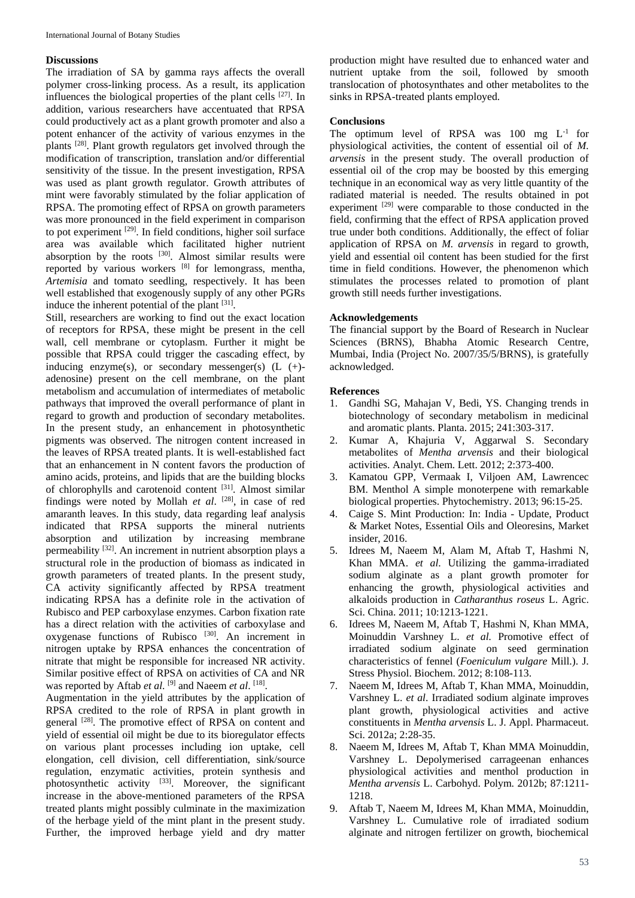## Discussions

The irradiation of SA by gamma rays affects the overall polymer cross-linking process. As a result, its application influences the biological properties of the plant cells [27]. In addition, various researchers have accentuated that RPSA could productively act as a plant growth promoter and also a potent enhancer of the activity of various enzymes in the plants [28]. Plant growth regulators get involved through the modification of transcription, translation and/or differential sensitivity of the tissue. In the present investigation, RPSA was used as plant growth regulator. Growth attributes of mint were favorably stimulated by the foliar application of RPSA. The promoting effect of RPSA on growth parameters was more pronounced in the field experiment in comparison to pot experiment [29]. In field conditions, higher soil surface area was available which facilitated higher nutrient absorption by the roots [30]. Almost similar results were reported by various workers [8] for lemongrass, mentha, *Artemisia* and tomato seedling, respectively. It has been well established that exogenously supply of any other PGRs induce the inherent potential of the plant [31].

Still, researchers are working to find out the exact location of receptors for RPSA, these might be present in the cell wall, cell membrane or cytoplasm. Further it might be possible that RPSA could trigger the cascading effect, by inducing enzyme(s), or secondary messenger(s) (L (+)-adenosine) present on the cell membrane, on the plant metabolism and accumulation of intermediates of metabolic pathways that improved the overall performance of plant in regard to growth and production of secondary metabolites. In the present study, an enhancement in photosynthetic pigments was observed. The nitrogen content increased in the leaves of RPSA treated plants. It is well-established fact that an enhancement in N content favors the production of amino acids, proteins, and lipids that are the building blocks of chlorophylls and carotenoid content [31]. Almost similar findings were noted by Mollah *et al*. [28], in case of red amaranth leaves. In this study, data regarding leaf analysis indicated that RPSA supports the mineral nutrients absorption and utilization by increasing membrane permeability [32]. An increment in nutrient absorption plays a structural role in the production of biomass as indicated in growth parameters of treated plants. In the present study, CA activity significantly affected by RPSA treatment indicating RPSA has a definite role in the activation of Rubisco and PEP carboxylase enzymes. Carbon fixation rate has a direct relation with the activities of carboxylase and oxygenase functions of Rubisco [30]. An increment in nitrogen uptake by RPSA enhances the concentration of nitrate that might be responsible for increased NR activity. Similar positive effect of RPSA on activities of CA and NR was reported by Aftab *et al*. [9] and Naeem *et al*. [18].

Augmentation in the yield attributes by the application of RPSA credited to the role of RPSA in plant growth in general [28]. The promotive effect of RPSA on content and yield of essential oil might be due to its bioregulator effects on various plant processes including ion uptake, cell elongation, cell division, cell differentiation, sink/source regulation, enzymatic activities, protein synthesis and photosynthetic activity [33]. Moreover, the significant increase in the above-mentioned parameters of the RPSA treated plants might possibly culminate in the maximization of the herbage yield of the mint plant in the present study. Further, the improved herbage yield and dry matter production might have resulted due to enhanced water and nutrient uptake from the soil, followed by smooth translocation of photosynthates and other metabolites to the sinks in RPSA-treated plants employed.

## Conclusions

The optimum level of RPSA was 100 mg $L^{-1}$ for physiological activities, the content of essential oil of *M. arvensis* in the present study. The overall production of essential oil of the crop may be boosted by this emerging technique in an economical way as very little quantity of the radiated material is needed. The results obtained in pot experiment [29] were comparable to those conducted in the field, confirming that the effect of RPSA application proved true under both conditions. Additionally, the effect of foliar application of RPSA on *M. arvensis* in regard to growth, yield and essential oil content has been studied for the first time in field conditions. However, the phenomenon which stimulates the processes related to promotion of plant growth still needs further investigations.

## Acknowledgements

The financial support by the Board of Research in Nuclear Sciences (BRNS), Bhabha Atomic Research Centre, Mumbai, India (Project No. 2007/35/5/BRNS), is gratefully acknowledged.

## References

1. Gandhi SG, Mahajan V, Bedi, YS. Changing trends in biotechnology of secondary metabolism in medicinal and aromatic plants. Planta. 2015; 241:303-317.
2. Kumar A, Khajuria V, Aggarwal S. Secondary metabolites of *Mentha arvensis* and their biological activities. Analyt. Chem. Lett. 2012; 2:373-400.
3. Kamatou GPP, Vermaak I, Viljoen AM, Lawrencec BM. Menthol A simple monoterpene with remarkable biological properties. Phytochemistry. 2013; 96:15-25.
4. Caige S. Mint Production: In: India - Update, Product & Market Notes, Essential Oils and Oleoresins, Market insider, 2016.
5. Idrees M, Naeem M, Alam M, Aftab T, Hashmi N, Khan MMA. *et al.* Utilizing the gamma-irradiated sodium alginate as a plant growth promoter for enhancing the growth, physiological activities and alkaloids production in *Catharanthus roseus* L. Agric. Sci. China. 2011; 10:1213-1221.
6. Idrees M, Naeem M, Aftab T, Hashmi N, Khan MMA, Moinuddin Varshney L. *et al.* Promotive effect of irradiated sodium alginate on seed germination characteristics of fennel (*Foeniculum vulgare* Mill.). J. Stress Physiol. Biochem. 2012; 8:108-113.
7. Naeem M, Idrees M, Aftab T, Khan MMA, Moinuddin, Varshney L. *et al*. Irradiated sodium alginate improves plant growth, physiological activities and active constituents in *Mentha arvensis* L. J. Appl. Pharmaceut. Sci. 2012a; 2:28-35.
8. Naeem M, Idrees M, Aftab T, Khan MMA Moinuddin, Varshney L. Depolymerised carrageenan enhances physiological activities and menthol production in *Mentha arvensis* L. Carbohyd. Polym. 2012b; 87:1211-1218.
9. Aftab T, Naeem M, Idrees M, Khan MMA, Moinuddin, Varshney L. Cumulative role of irradiated sodium alginate and nitrogen fertilizer on growth, biochemical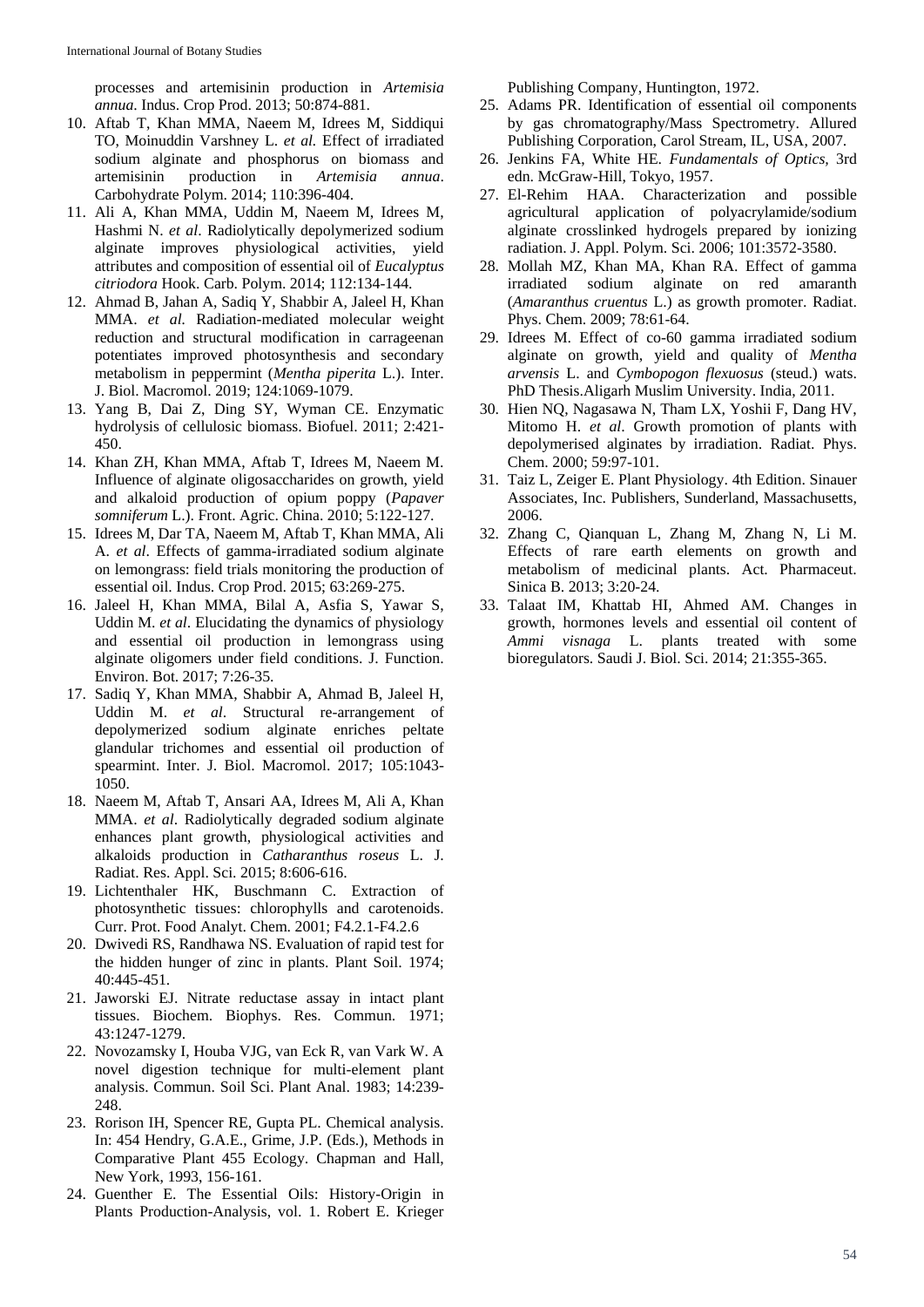processes and artemisinin production in *Artemisia annua*. Indus. Crop Prod. 2013; 50:874-881.

10. Aftab T, Khan MMA, Naeem M, Idrees M, Siddiqui TO, Moinuddin Varshney L. *et al.* Effect of irradiated sodium alginate and phosphorus on biomass and artemisinin production in *Artemisia annua*. Carbohydrate Polym. 2014; 110:396-404.
11. Ali A, Khan MMA, Uddin M, Naeem M, Idrees M, Hashmi N. *et al*. Radiolytically depolymerized sodium alginate improves physiological activities, yield attributes and composition of essential oil of *Eucalyptus citriodora* Hook. Carb. Polym. 2014; 112:134-144.
12. Ahmad B, Jahan A, Sadiq Y, Shabbir A, Jaleel H, Khan MMA. *et al.* Radiation-mediated molecular weight reduction and structural modification in carrageenan potentiates improved photosynthesis and secondary metabolism in peppermint (*Mentha piperita* L.). Inter. J. Biol. Macromol. 2019; 124:1069-1079.
13. Yang B, Dai Z, Ding SY, Wyman CE. Enzymatic hydrolysis of cellulosic biomass. Biofuel. 2011; 2:421-450.
14. Khan ZH, Khan MMA, Aftab T, Idrees M, Naeem M. Influence of alginate oligosaccharides on growth, yield and alkaloid production of opium poppy (*Papaver somniferum* L.). Front. Agric. China. 2010; 5:122-127.
15. Idrees M, Dar TA, Naeem M, Aftab T, Khan MMA, Ali A. *et al*. Effects of gamma-irradiated sodium alginate on lemongrass: field trials monitoring the production of essential oil. Indus. Crop Prod. 2015; 63:269-275.
16. Jaleel H, Khan MMA, Bilal A, Asfia S, Yawar S, Uddin M. *et al*. Elucidating the dynamics of physiology and essential oil production in lemongrass using alginate oligomers under field conditions. J. Function. Environ. Bot. 2017; 7:26-35.
17. Sadiq Y, Khan MMA, Shabbir A, Ahmad B, Jaleel H, Uddin M. *et al*. Structural re-arrangement of depolymerized sodium alginate enriches peltate glandular trichomes and essential oil production of spearmint. Inter. J. Biol. Macromol. 2017; 105:1043-1050.
18. Naeem M, Aftab T, Ansari AA, Idrees M, Ali A, Khan MMA. *et al*. Radiolytically degraded sodium alginate enhances plant growth, physiological activities and alkaloids production in *Catharanthus roseus* L. J. Radiat. Res. Appl. Sci. 2015; 8:606-616.
19. Lichtenthaler HK, Buschmann C. Extraction of photosynthetic tissues: chlorophylls and carotenoids. Curr. Prot. Food Analyt. Chem. 2001; F4.2.1-F4.2.6
20. Dwivedi RS, Randhawa NS. Evaluation of rapid test for the hidden hunger of zinc in plants. Plant Soil. 1974; 40:445-451.
21. Jaworski EJ. Nitrate reductase assay in intact plant tissues. Biochem. Biophys. Res. Commun. 1971; 43:1247-1279.
22. Novozamsky I, Houba VJG, van Eck R, van Vark W. A novel digestion technique for multi-element plant analysis. Commun. Soil Sci. Plant Anal. 1983; 14:239-248.
23. Rorison IH, Spencer RE, Gupta PL. Chemical analysis. In: 454 Hendry, G.A.E., Grime, J.P. (Eds.), Methods in Comparative Plant 455 Ecology. Chapman and Hall, New York, 1993, 156-161.
24. Guenther E. The Essential Oils: History-Origin in Plants Production-Analysis, vol. 1. Robert E. Krieger Publishing Company, Huntington, 1972.
25. Adams PR. Identification of essential oil components by gas chromatography/Mass Spectrometry. Allured Publishing Corporation, Carol Stream, IL, USA, 2007.
26. Jenkins FA, White HE. *Fundamentals of Optics*, 3rd edn. McGraw-Hill, Tokyo, 1957.
27. El-Rehim HAA. Characterization and possible agricultural application of polyacrylamide/sodium alginate crosslinked hydrogels prepared by ionizing radiation. J. Appl. Polym. Sci. 2006; 101:3572-3580.
28. Mollah MZ, Khan MA, Khan RA. Effect of gamma irradiated sodium alginate on red amaranth (*Amaranthus cruentus* L.) as growth promoter. Radiat. Phys. Chem. 2009; 78:61-64.
29. Idrees M. Effect of co-60 gamma irradiated sodium alginate on growth, yield and quality of *Mentha arvensis* L. and *Cymbopogon flexuosus* (steud.) wats. PhD Thesis.Aligarh Muslim University. India, 2011.
30. Hien NQ, Nagasawa N, Tham LX, Yoshii F, Dang HV, Mitomo H. *et al*. Growth promotion of plants with depolymerised alginates by irradiation. Radiat. Phys. Chem. 2000; 59:97-101.
31. Taiz L, Zeiger E. Plant Physiology. 4th Edition. Sinauer Associates, Inc. Publishers, Sunderland, Massachusetts, 2006.
32. Zhang C, Qianquan L, Zhang M, Zhang N, Li M. Effects of rare earth elements on growth and metabolism of medicinal plants. Act. Pharmaceut. Sinica B. 2013; 3:20-24.
33. Talaat IM, Khattab HI, Ahmed AM. Changes in growth, hormones levels and essential oil content of *Ammi visnaga* L. plants treated with some bioregulators. Saudi J. Biol. Sci. 2014; 21:355-365.